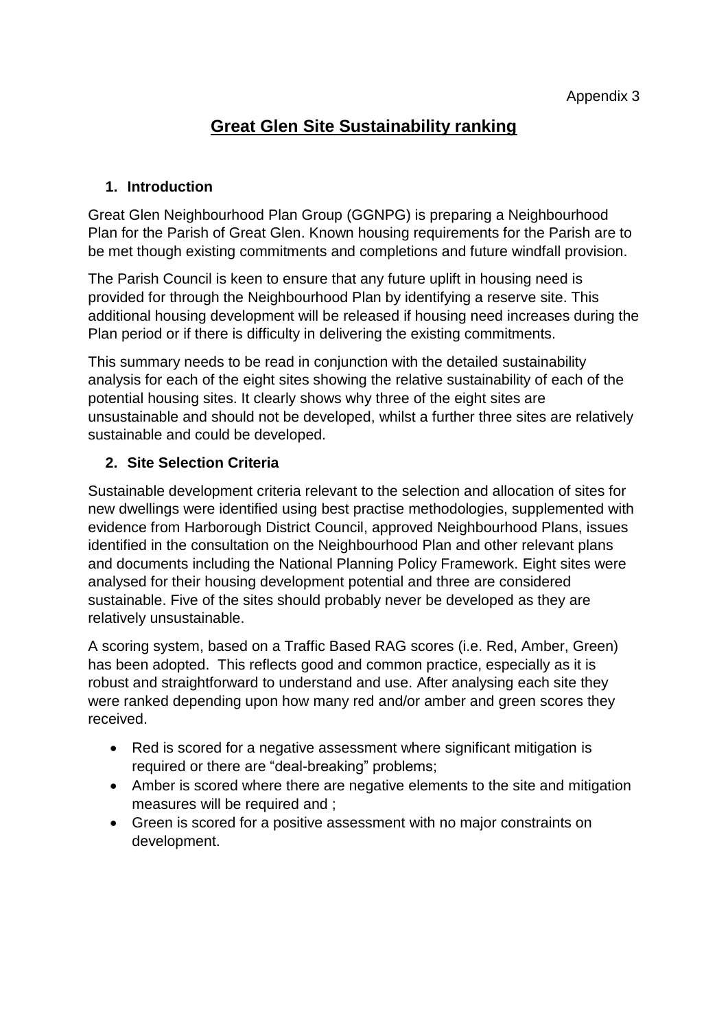Appendix 3

# Great Glen Site Sustainability ranking

## 1. Introduction

Great Glen Neighbourhood Plan Group (GGNPG) is preparing a Neighbourhood Plan for the Parish of Great Glen. Known housing requirements for the Parish are to be met though existing commitments and completions and future windfall provision.

The Parish Council is keen to ensure that any future uplift in housing need is provided for through the Neighbourhood Plan by identifying a reserve site. This additional housing development will be released if housing need increases during the Plan period or if there is difficulty in delivering the existing commitments.

This summary needs to be read in conjunction with the detailed sustainability analysis for each of the eight sites showing the relative sustainability of each of the potential housing sites. It clearly shows why three of the eight sites are unsustainable and should not be developed, whilst a further three sites are relatively sustainable and could be developed.

## 2. Site Selection Criteria

Sustainable development criteria relevant to the selection and allocation of sites for new dwellings were identified using best practise methodologies, supplemented with evidence from Harborough District Council, approved Neighbourhood Plans, issues identified in the consultation on the Neighbourhood Plan and other relevant plans and documents including the National Planning Policy Framework. Eight sites were analysed for their housing development potential and three are considered sustainable. Five of the sites should probably never be developed as they are relatively unsustainable.

A scoring system, based on a Traffic Based RAG scores (i.e. Red, Amber, Green) has been adopted. This reflects good and common practice, especially as it is robust and straightforward to understand and use. After analysing each site they were ranked depending upon how many red and/or amber and green scores they received.

- Red is scored for a negative assessment where significant mitigation is required or there are "deal-breaking" problems;
- Amber is scored where there are negative elements to the site and mitigation measures will be required and ;
- Green is scored for a positive assessment with no major constraints on development.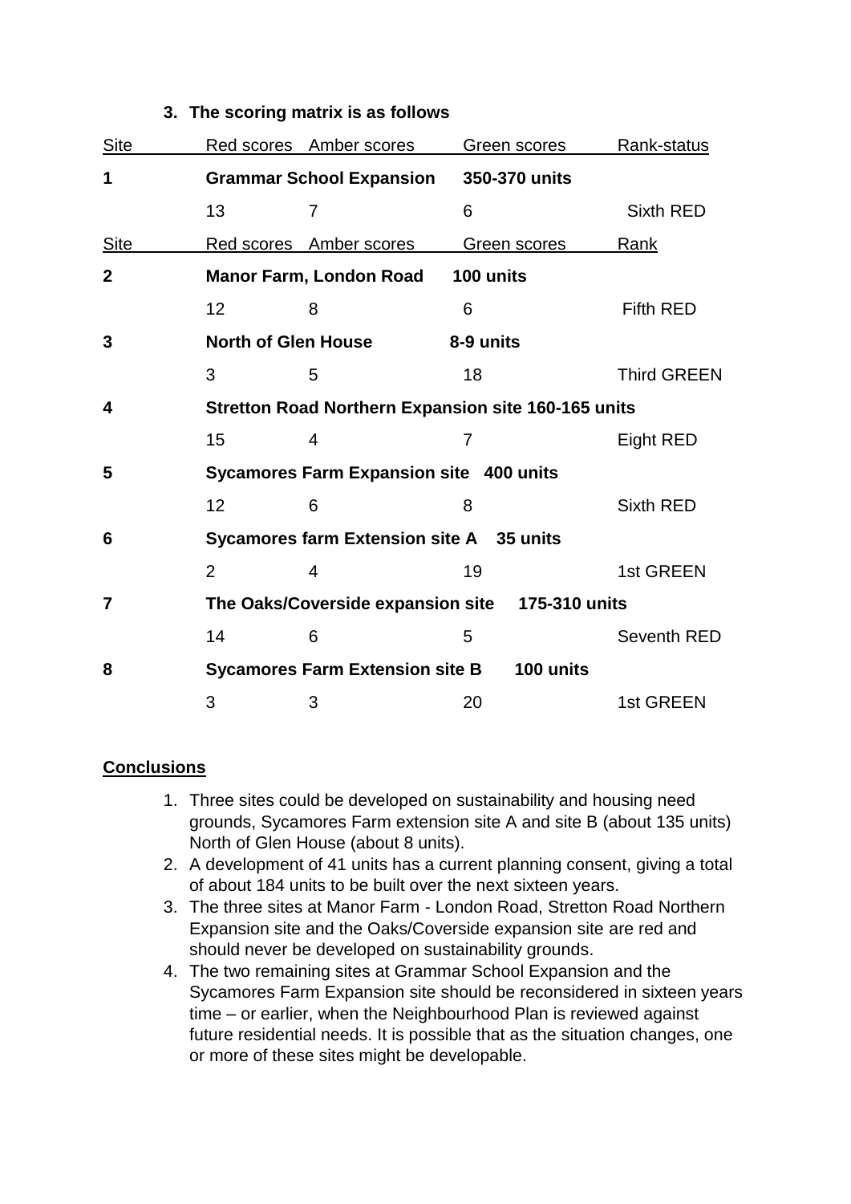3. **The scoring matrix is as follows**

| Site | Red scores | Amber scores | Green scores | Rank-status |
|---|---|---|---|---|
| **1** | **Grammar School Expansion** | | **350-370 units** | |
| | 13 | 7 | 6 | Sixth RED |
| Site | Red scores | Amber scores | Green scores | Rank |
| **2** | **Manor Farm, London Road** | | **100 units** | |
| | 12 | 8 | 6 | Fifth RED |
| **3** | **North of Glen House** | | **8-9 units** | |
| | 3 | 5 | 18 | Third GREEN |
| **4** | **Stretton Road Northern Expansion site 160-165 units** | | | |
| | 15 | 4 | 7 | Eight RED |
| **5** | **Sycamores Farm Expansion site 400 units** | | | |
| | 12 | 6 | 8 | Sixth RED |
| **6** | **Sycamores farm Extension site A 35 units** | | | |
| | 2 | 4 | 19 | 1st GREEN |
| **7** | **The Oaks/Coverside expansion site 175-310 units** | | | |
| | 14 | 6 | 5 | Seventh RED |
| **8** | **Sycamores Farm Extension site B 100 units** | | | |
| | 3 | 3 | 20 | 1st GREEN |

**Conclusions**

1. Three sites could be developed on sustainability and housing need grounds, Sycamores Farm extension site A and site B (about 135 units) North of Glen House (about 8 units).
2. A development of 41 units has a current planning consent, giving a total of about 184 units to be built over the next sixteen years.
3. The three sites at Manor Farm - London Road, Stretton Road Northern Expansion site and the Oaks/Coverside expansion site are red and should never be developed on sustainability grounds.
4. The two remaining sites at Grammar School Expansion and the Sycamores Farm Expansion site should be reconsidered in sixteen years time – or earlier, when the Neighbourhood Plan is reviewed against future residential needs. It is possible that as the situation changes, one or more of these sites might be developable.